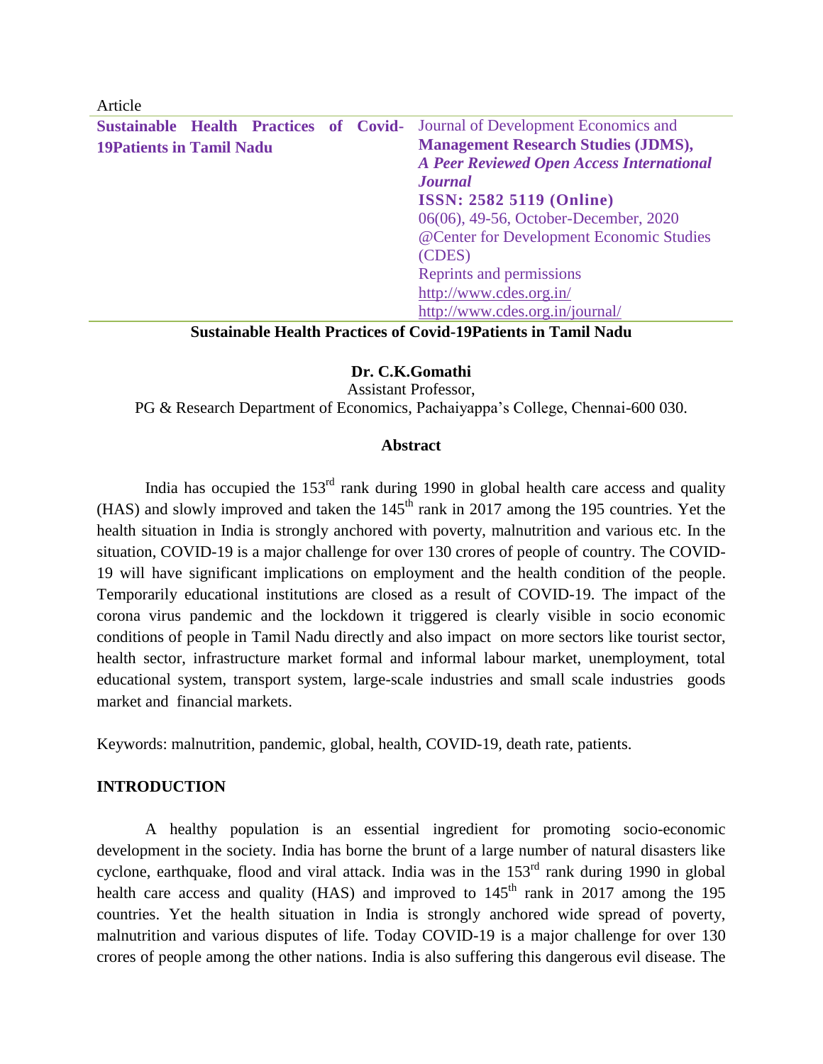Article

**Sustainable Health Practices of Covid-19Patients in Tamil Nadu**

Journal of Development Economics and **Management Research Studies (JDMS),** ***A Peer Reviewed Open Access International Journal***
**ISSN: 2582 5119 (Online)**
06(06), 49-56, October-December, 2020
@Center for Development Economic Studies (CDES)
Reprints and permissions
http://www.cdes.org.in/
http://www.cdes.org.in/journal/

# Sustainable Health Practices of Covid-19Patients in Tamil Nadu

**Dr. C.K.Gomathi**
Assistant Professor,
PG & Research Department of Economics, Pachaiyappa's College, Chennai-600 030.

## Abstract

India has occupied the 153rd rank during 1990 in global health care access and quality (HAS) and slowly improved and taken the 145th rank in 2017 among the 195 countries. Yet the health situation in India is strongly anchored with poverty, malnutrition and various etc. In the situation, COVID-19 is a major challenge for over 130 crores of people of country. The COVID-19 will have significant implications on employment and the health condition of the people. Temporarily educational institutions are closed as a result of COVID-19. The impact of the corona virus pandemic and the lockdown it triggered is clearly visible in socio economic conditions of people in Tamil Nadu directly and also impact on more sectors like tourist sector, health sector, infrastructure market formal and informal labour market, unemployment, total educational system, transport system, large-scale industries and small scale industries goods market and financial markets.

Keywords: malnutrition, pandemic, global, health, COVID-19, death rate, patients.

## INTRODUCTION

A healthy population is an essential ingredient for promoting socio-economic development in the society. India has borne the brunt of a large number of natural disasters like cyclone, earthquake, flood and viral attack. India was in the 153rd rank during 1990 in global health care access and quality (HAS) and improved to 145th rank in 2017 among the 195 countries. Yet the health situation in India is strongly anchored wide spread of poverty, malnutrition and various disputes of life. Today COVID-19 is a major challenge for over 130 crores of people among the other nations. India is also suffering this dangerous evil disease. The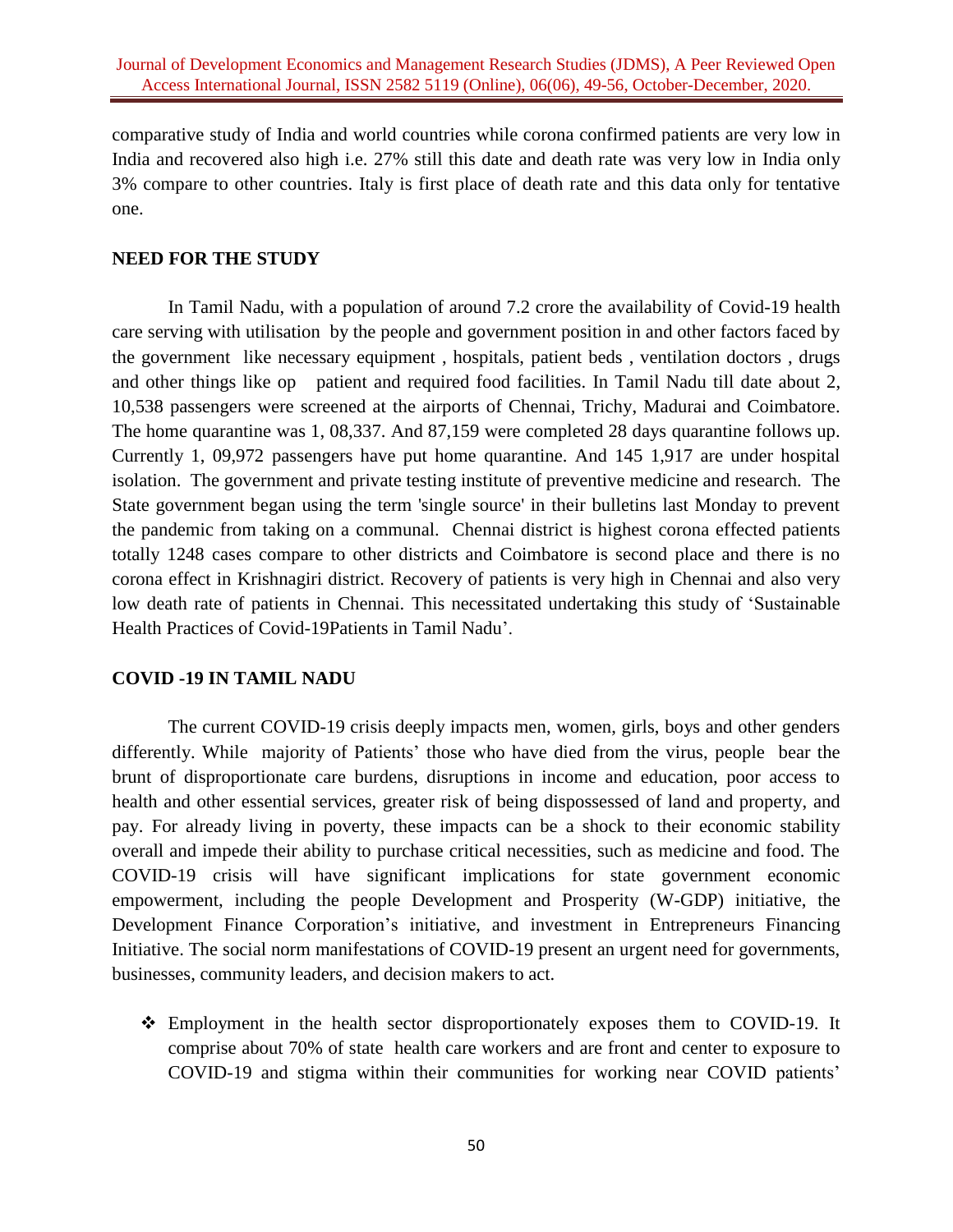comparative study of India and world countries while corona confirmed patients are very low in India and recovered also high i.e. 27% still this date and death rate was very low in India only 3% compare to other countries. Italy is first place of death rate and this data only for tentative one.

## NEED FOR THE STUDY

In Tamil Nadu, with a population of around 7.2 crore the availability of Covid-19 health care serving with utilisation by the people and government position in and other factors faced by the government like necessary equipment , hospitals, patient beds , ventilation doctors , drugs and other things like op patient and required food facilities. In Tamil Nadu till date about 2, 10,538 passengers were screened at the airports of Chennai, Trichy, Madurai and Coimbatore. The home quarantine was 1, 08,337. And 87,159 were completed 28 days quarantine follows up. Currently 1, 09,972 passengers have put home quarantine. And 145 1,917 are under hospital isolation. The government and private testing institute of preventive medicine and research. The State government began using the term 'single source' in their bulletins last Monday to prevent the pandemic from taking on a communal. Chennai district is highest corona effected patients totally 1248 cases compare to other districts and Coimbatore is second place and there is no corona effect in Krishnagiri district. Recovery of patients is very high in Chennai and also very low death rate of patients in Chennai. This necessitated undertaking this study of 'Sustainable Health Practices of Covid-19Patients in Tamil Nadu'.

## COVID -19 IN TAMIL NADU

The current COVID-19 crisis deeply impacts men, women, girls, boys and other genders differently. While majority of Patients' those who have died from the virus, people bear the brunt of disproportionate care burdens, disruptions in income and education, poor access to health and other essential services, greater risk of being dispossessed of land and property, and pay. For already living in poverty, these impacts can be a shock to their economic stability overall and impede their ability to purchase critical necessities, such as medicine and food. The COVID-19 crisis will have significant implications for state government economic empowerment, including the people Development and Prosperity (W-GDP) initiative, the Development Finance Corporation's initiative, and investment in Entrepreneurs Financing Initiative. The social norm manifestations of COVID-19 present an urgent need for governments, businesses, community leaders, and decision makers to act.

- ❖ Employment in the health sector disproportionately exposes them to COVID-19. It comprise about 70% of state health care workers and are front and center to exposure to COVID-19 and stigma within their communities for working near COVID patients'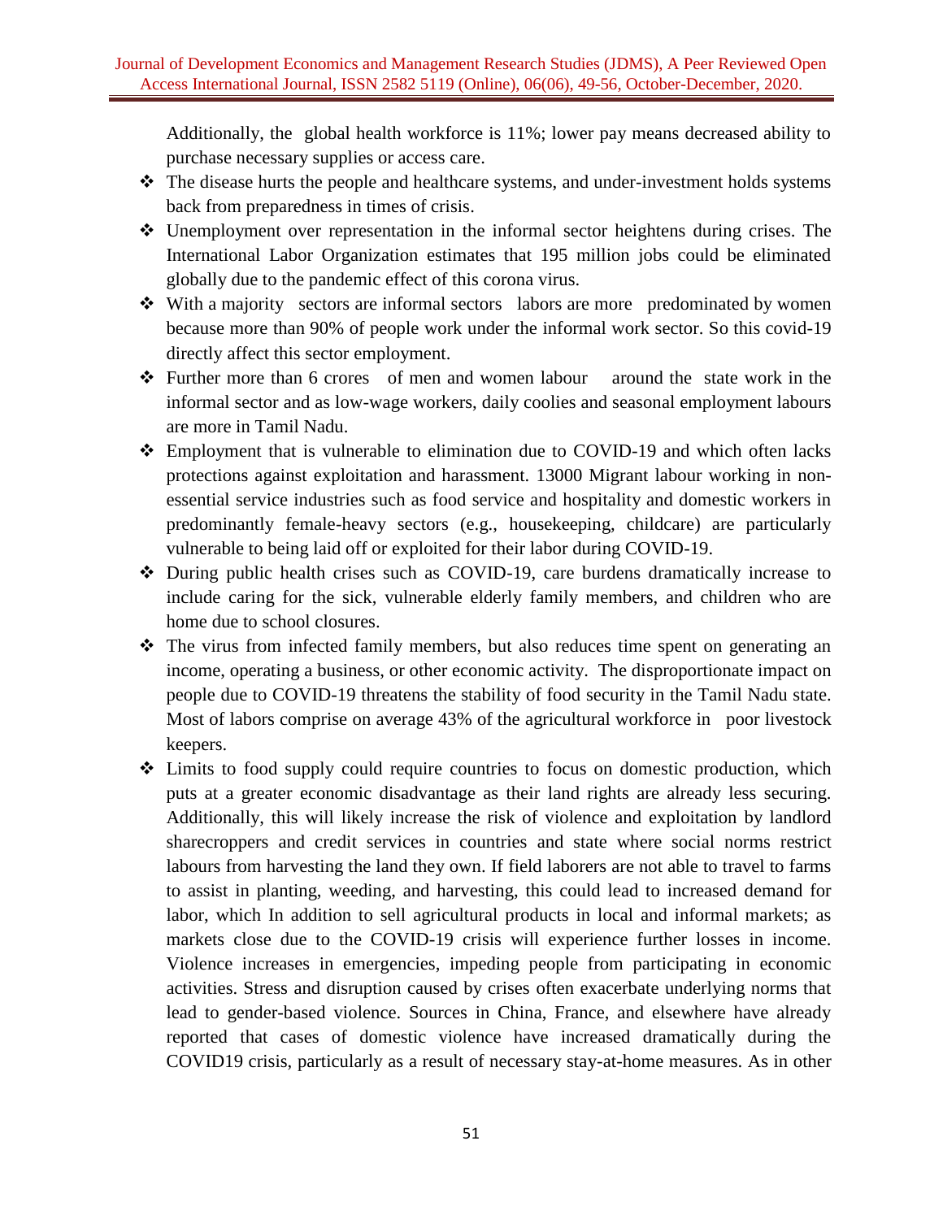Additionally, the global health workforce is 11%; lower pay means decreased ability to purchase necessary supplies or access care.

- The disease hurts the people and healthcare systems, and under-investment holds systems back from preparedness in times of crisis.
- Unemployment over representation in the informal sector heightens during crises. The International Labor Organization estimates that 195 million jobs could be eliminated globally due to the pandemic effect of this corona virus.
- With a majority sectors are informal sectors labors are more predominated by women because more than 90% of people work under the informal work sector. So this covid-19 directly affect this sector employment.
- Further more than 6 crores of men and women labour around the state work in the informal sector and as low-wage workers, daily coolies and seasonal employment labours are more in Tamil Nadu.
- Employment that is vulnerable to elimination due to COVID-19 and which often lacks protections against exploitation and harassment. 13000 Migrant labour working in non-essential service industries such as food service and hospitality and domestic workers in predominantly female-heavy sectors (e.g., housekeeping, childcare) are particularly vulnerable to being laid off or exploited for their labor during COVID-19.
- During public health crises such as COVID-19, care burdens dramatically increase to include caring for the sick, vulnerable elderly family members, and children who are home due to school closures.
- The virus from infected family members, but also reduces time spent on generating an income, operating a business, or other economic activity. The disproportionate impact on people due to COVID-19 threatens the stability of food security in the Tamil Nadu state. Most of labors comprise on average 43% of the agricultural workforce in poor livestock keepers.
- Limits to food supply could require countries to focus on domestic production, which puts at a greater economic disadvantage as their land rights are already less securing. Additionally, this will likely increase the risk of violence and exploitation by landlord sharecroppers and credit services in countries and state where social norms restrict labours from harvesting the land they own. If field laborers are not able to travel to farms to assist in planting, weeding, and harvesting, this could lead to increased demand for labor, which In addition to sell agricultural products in local and informal markets; as markets close due to the COVID-19 crisis will experience further losses in income. Violence increases in emergencies, impeding people from participating in economic activities. Stress and disruption caused by crises often exacerbate underlying norms that lead to gender-based violence. Sources in China, France, and elsewhere have already reported that cases of domestic violence have increased dramatically during the COVID19 crisis, particularly as a result of necessary stay-at-home measures. As in other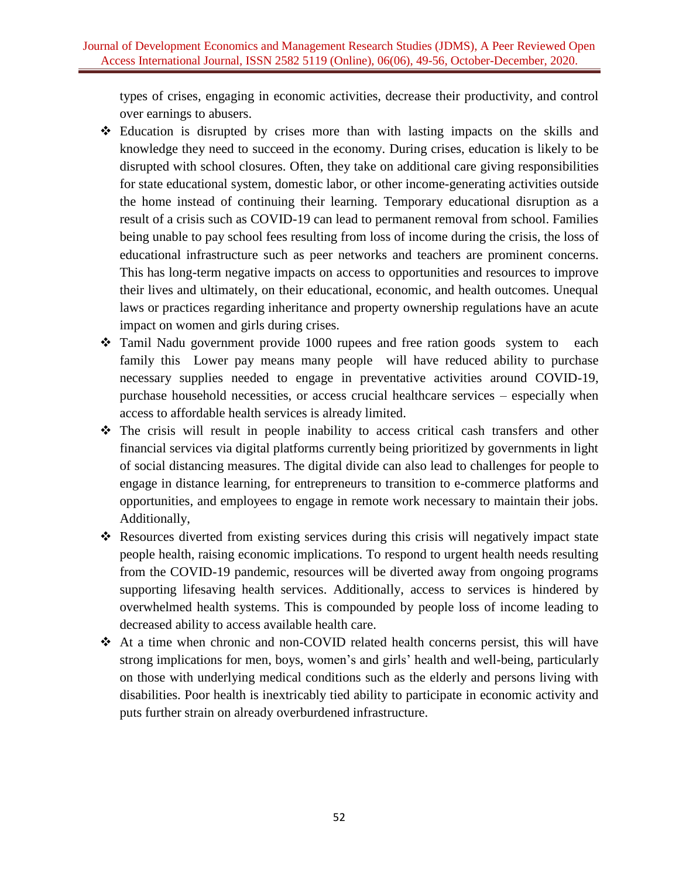types of crises, engaging in economic activities, decrease their productivity, and control over earnings to abusers.

- Education is disrupted by crises more than with lasting impacts on the skills and knowledge they need to succeed in the economy. During crises, education is likely to be disrupted with school closures. Often, they take on additional care giving responsibilities for state educational system, domestic labor, or other income-generating activities outside the home instead of continuing their learning. Temporary educational disruption as a result of a crisis such as COVID-19 can lead to permanent removal from school. Families being unable to pay school fees resulting from loss of income during the crisis, the loss of educational infrastructure such as peer networks and teachers are prominent concerns. This has long-term negative impacts on access to opportunities and resources to improve their lives and ultimately, on their educational, economic, and health outcomes. Unequal laws or practices regarding inheritance and property ownership regulations have an acute impact on women and girls during crises.
- Tamil Nadu government provide 1000 rupees and free ration goods system to each family this Lower pay means many people will have reduced ability to purchase necessary supplies needed to engage in preventative activities around COVID-19, purchase household necessities, or access crucial healthcare services – especially when access to affordable health services is already limited.
- The crisis will result in people inability to access critical cash transfers and other financial services via digital platforms currently being prioritized by governments in light of social distancing measures. The digital divide can also lead to challenges for people to engage in distance learning, for entrepreneurs to transition to e-commerce platforms and opportunities, and employees to engage in remote work necessary to maintain their jobs. Additionally,
- Resources diverted from existing services during this crisis will negatively impact state people health, raising economic implications. To respond to urgent health needs resulting from the COVID-19 pandemic, resources will be diverted away from ongoing programs supporting lifesaving health services. Additionally, access to services is hindered by overwhelmed health systems. This is compounded by people loss of income leading to decreased ability to access available health care.
- At a time when chronic and non-COVID related health concerns persist, this will have strong implications for men, boys, women's and girls' health and well-being, particularly on those with underlying medical conditions such as the elderly and persons living with disabilities. Poor health is inextricably tied ability to participate in economic activity and puts further strain on already overburdened infrastructure.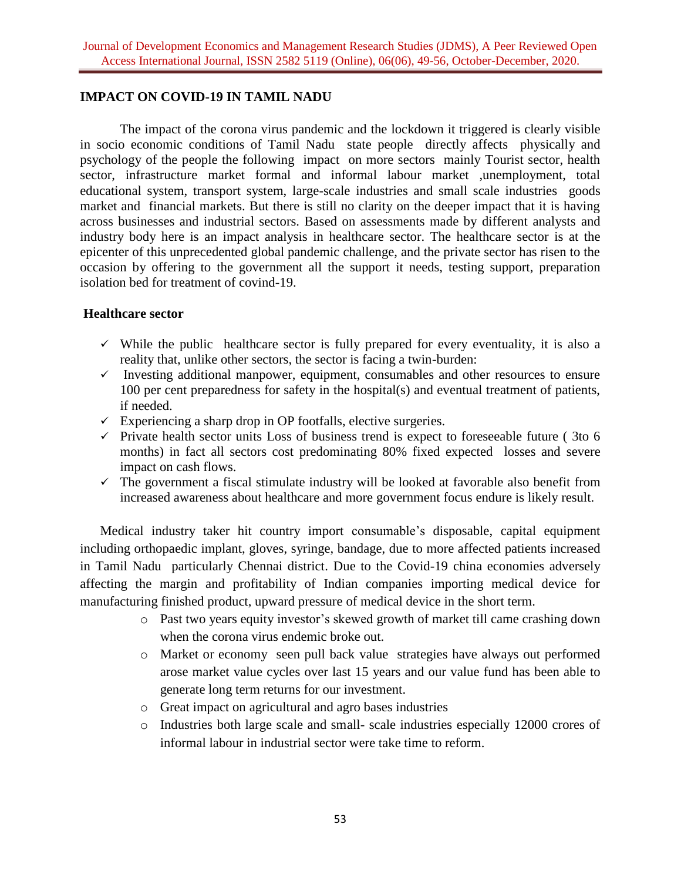## IMPACT ON COVID-19 IN TAMIL NADU

The impact of the corona virus pandemic and the lockdown it triggered is clearly visible in socio economic conditions of Tamil Nadu state people directly affects physically and psychology of the people the following impact on more sectors mainly Tourist sector, health sector, infrastructure market formal and informal labour market ,unemployment, total educational system, transport system, large-scale industries and small scale industries goods market and financial markets. But there is still no clarity on the deeper impact that it is having across businesses and industrial sectors. Based on assessments made by different analysts and industry body here is an impact analysis in healthcare sector. The healthcare sector is at the epicenter of this unprecedented global pandemic challenge, and the private sector has risen to the occasion by offering to the government all the support it needs, testing support, preparation isolation bed for treatment of covind-19.

### Healthcare sector

- ✓ While the public healthcare sector is fully prepared for every eventuality, it is also a reality that, unlike other sectors, the sector is facing a twin-burden:
- ✓ Investing additional manpower, equipment, consumables and other resources to ensure 100 per cent preparedness for safety in the hospital(s) and eventual treatment of patients, if needed.
- ✓ Experiencing a sharp drop in OP footfalls, elective surgeries.
- ✓ Private health sector units Loss of business trend is expect to foreseeable future ( 3to 6 months) in fact all sectors cost predominating 80% fixed expected losses and severe impact on cash flows.
- ✓ The government a fiscal stimulate industry will be looked at favorable also benefit from increased awareness about healthcare and more government focus endure is likely result.

Medical industry taker hit country import consumable's disposable, capital equipment including orthopaedic implant, gloves, syringe, bandage, due to more affected patients increased in Tamil Nadu particularly Chennai district. Due to the Covid-19 china economies adversely affecting the margin and profitability of Indian companies importing medical device for manufacturing finished product, upward pressure of medical device in the short term.

- Past two years equity investor's skewed growth of market till came crashing down when the corona virus endemic broke out.
- Market or economy seen pull back value strategies have always out performed arose market value cycles over last 15 years and our value fund has been able to generate long term returns for our investment.
- Great impact on agricultural and agro bases industries
- Industries both large scale and small- scale industries especially 12000 crores of informal labour in industrial sector were take time to reform.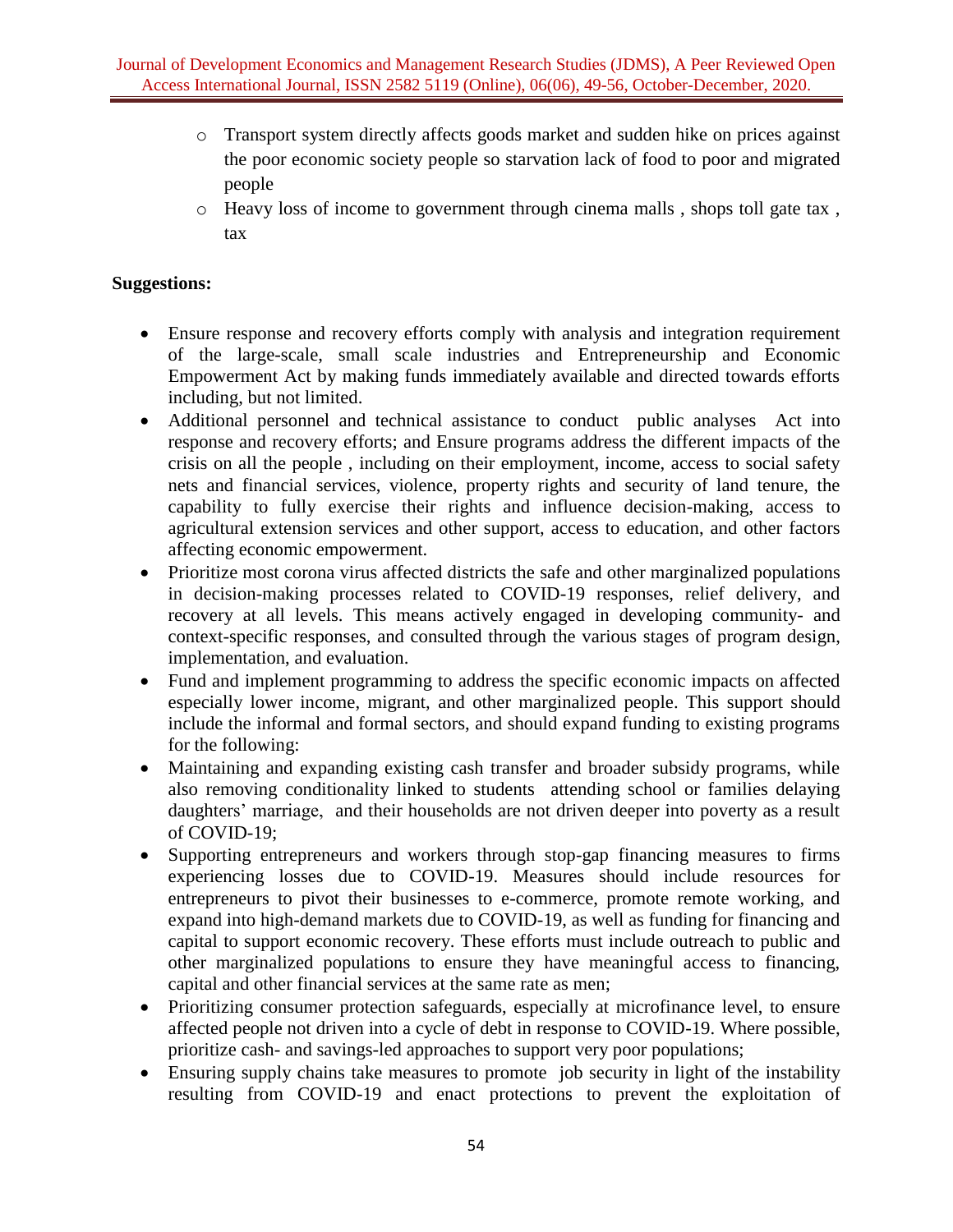- Transport system directly affects goods market and sudden hike on prices against the poor economic society people so starvation lack of food to poor and migrated people
- Heavy loss of income to government through cinema malls , shops toll gate tax , tax

**Suggestions:**

- Ensure response and recovery efforts comply with analysis and integration requirement of the large-scale, small scale industries and Entrepreneurship and Economic Empowerment Act by making funds immediately available and directed towards efforts including, but not limited.
- Additional personnel and technical assistance to conduct public analyses Act into response and recovery efforts; and Ensure programs address the different impacts of the crisis on all the people , including on their employment, income, access to social safety nets and financial services, violence, property rights and security of land tenure, the capability to fully exercise their rights and influence decision-making, access to agricultural extension services and other support, access to education, and other factors affecting economic empowerment.
- Prioritize most corona virus affected districts the safe and other marginalized populations in decision-making processes related to COVID-19 responses, relief delivery, and recovery at all levels. This means actively engaged in developing community- and context-specific responses, and consulted through the various stages of program design, implementation, and evaluation.
- Fund and implement programming to address the specific economic impacts on affected especially lower income, migrant, and other marginalized people. This support should include the informal and formal sectors, and should expand funding to existing programs for the following:
- Maintaining and expanding existing cash transfer and broader subsidy programs, while also removing conditionality linked to students attending school or families delaying daughters' marriage, and their households are not driven deeper into poverty as a result of COVID-19;
- Supporting entrepreneurs and workers through stop-gap financing measures to firms experiencing losses due to COVID-19. Measures should include resources for entrepreneurs to pivot their businesses to e-commerce, promote remote working, and expand into high-demand markets due to COVID-19, as well as funding for financing and capital to support economic recovery. These efforts must include outreach to public and other marginalized populations to ensure they have meaningful access to financing, capital and other financial services at the same rate as men;
- Prioritizing consumer protection safeguards, especially at microfinance level, to ensure affected people not driven into a cycle of debt in response to COVID-19. Where possible, prioritize cash- and savings-led approaches to support very poor populations;
- Ensuring supply chains take measures to promote job security in light of the instability resulting from COVID-19 and enact protections to prevent the exploitation of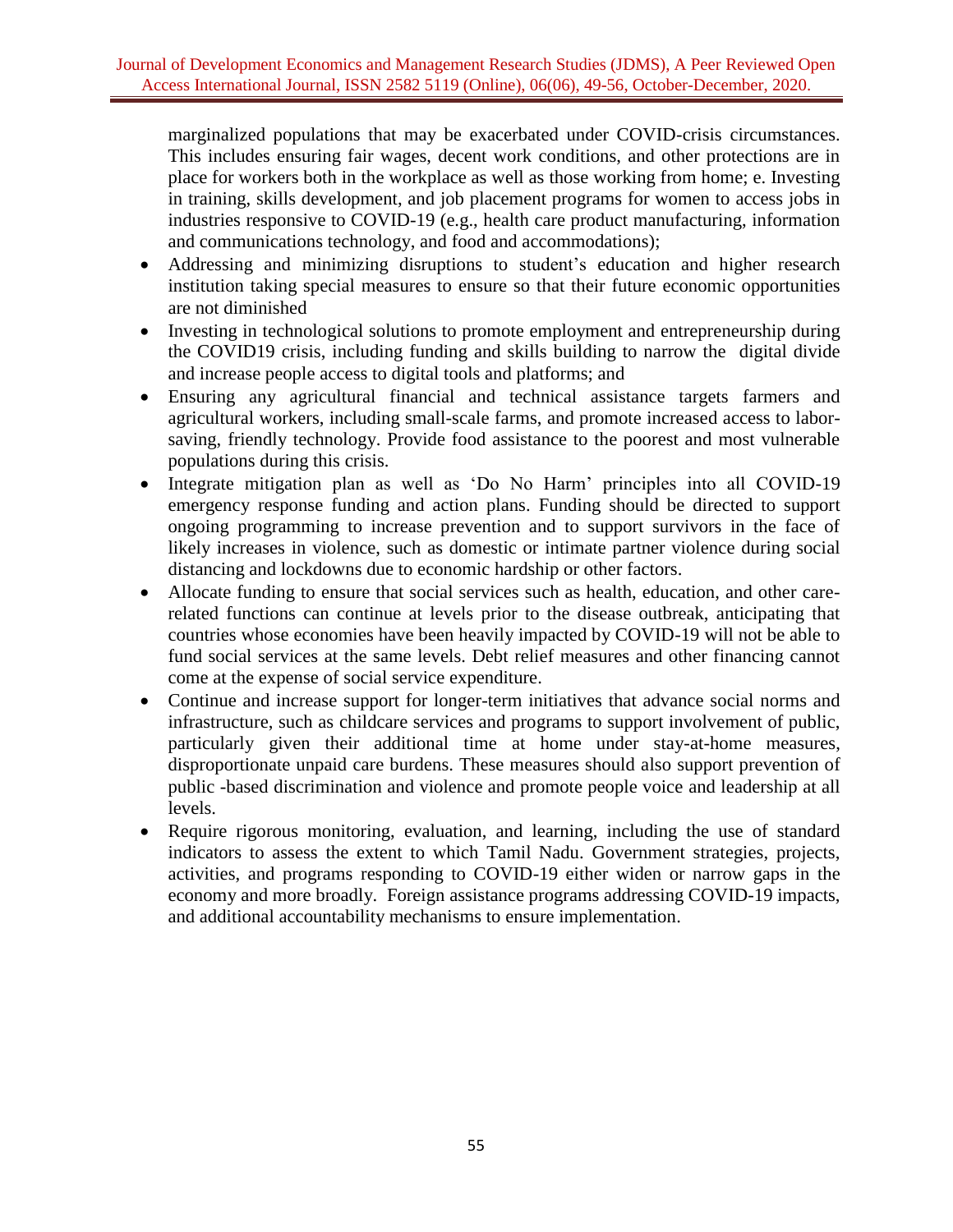marginalized populations that may be exacerbated under COVID-crisis circumstances. This includes ensuring fair wages, decent work conditions, and other protections are in place for workers both in the workplace as well as those working from home; e. Investing in training, skills development, and job placement programs for women to access jobs in industries responsive to COVID-19 (e.g., health care product manufacturing, information and communications technology, and food and accommodations);

- Addressing and minimizing disruptions to student's education and higher research institution taking special measures to ensure so that their future economic opportunities are not diminished
- Investing in technological solutions to promote employment and entrepreneurship during the COVID19 crisis, including funding and skills building to narrow the digital divide and increase people access to digital tools and platforms; and
- Ensuring any agricultural financial and technical assistance targets farmers and agricultural workers, including small-scale farms, and promote increased access to labor-saving, friendly technology. Provide food assistance to the poorest and most vulnerable populations during this crisis.
- Integrate mitigation plan as well as 'Do No Harm' principles into all COVID-19 emergency response funding and action plans. Funding should be directed to support ongoing programming to increase prevention and to support survivors in the face of likely increases in violence, such as domestic or intimate partner violence during social distancing and lockdowns due to economic hardship or other factors.
- Allocate funding to ensure that social services such as health, education, and other care-related functions can continue at levels prior to the disease outbreak, anticipating that countries whose economies have been heavily impacted by COVID-19 will not be able to fund social services at the same levels. Debt relief measures and other financing cannot come at the expense of social service expenditure.
- Continue and increase support for longer-term initiatives that advance social norms and infrastructure, such as childcare services and programs to support involvement of public, particularly given their additional time at home under stay-at-home measures, disproportionate unpaid care burdens. These measures should also support prevention of public -based discrimination and violence and promote people voice and leadership at all levels.
- Require rigorous monitoring, evaluation, and learning, including the use of standard indicators to assess the extent to which Tamil Nadu. Government strategies, projects, activities, and programs responding to COVID-19 either widen or narrow gaps in the economy and more broadly. Foreign assistance programs addressing COVID-19 impacts, and additional accountability mechanisms to ensure implementation.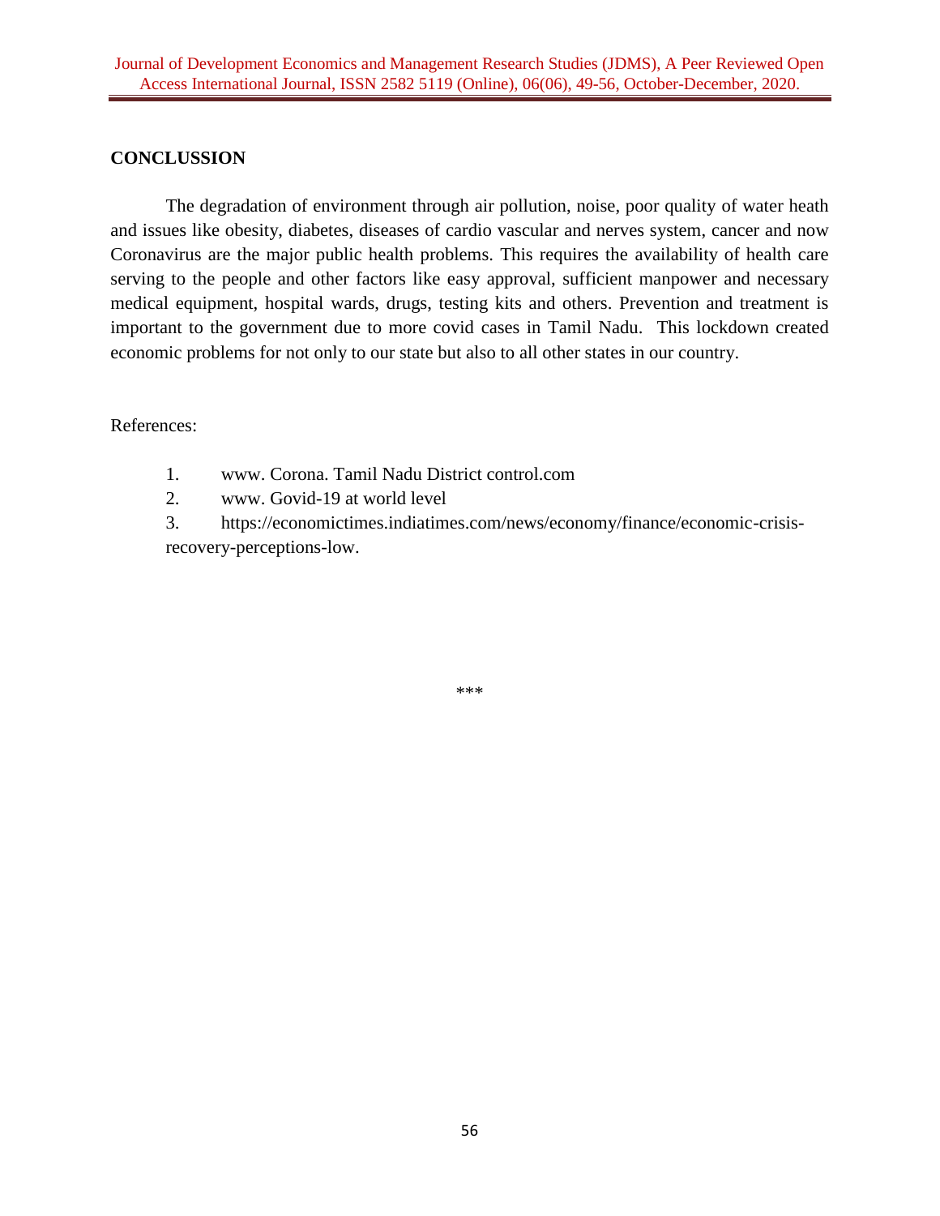## CONCLUSSION

The degradation of environment through air pollution, noise, poor quality of water heath and issues like obesity, diabetes, diseases of cardio vascular and nerves system, cancer and now Coronavirus are the major public health problems. This requires the availability of health care serving to the people and other factors like easy approval, sufficient manpower and necessary medical equipment, hospital wards, drugs, testing kits and others. Prevention and treatment is important to the government due to more covid cases in Tamil Nadu. This lockdown created economic problems for not only to our state but also to all other states in our country.

References:

1. www. Corona. Tamil Nadu District control.com
2. www. Govid-19 at world level
3. https://economictimes.indiatimes.com/news/economy/finance/economic-crisis-recovery-perceptions-low.

***